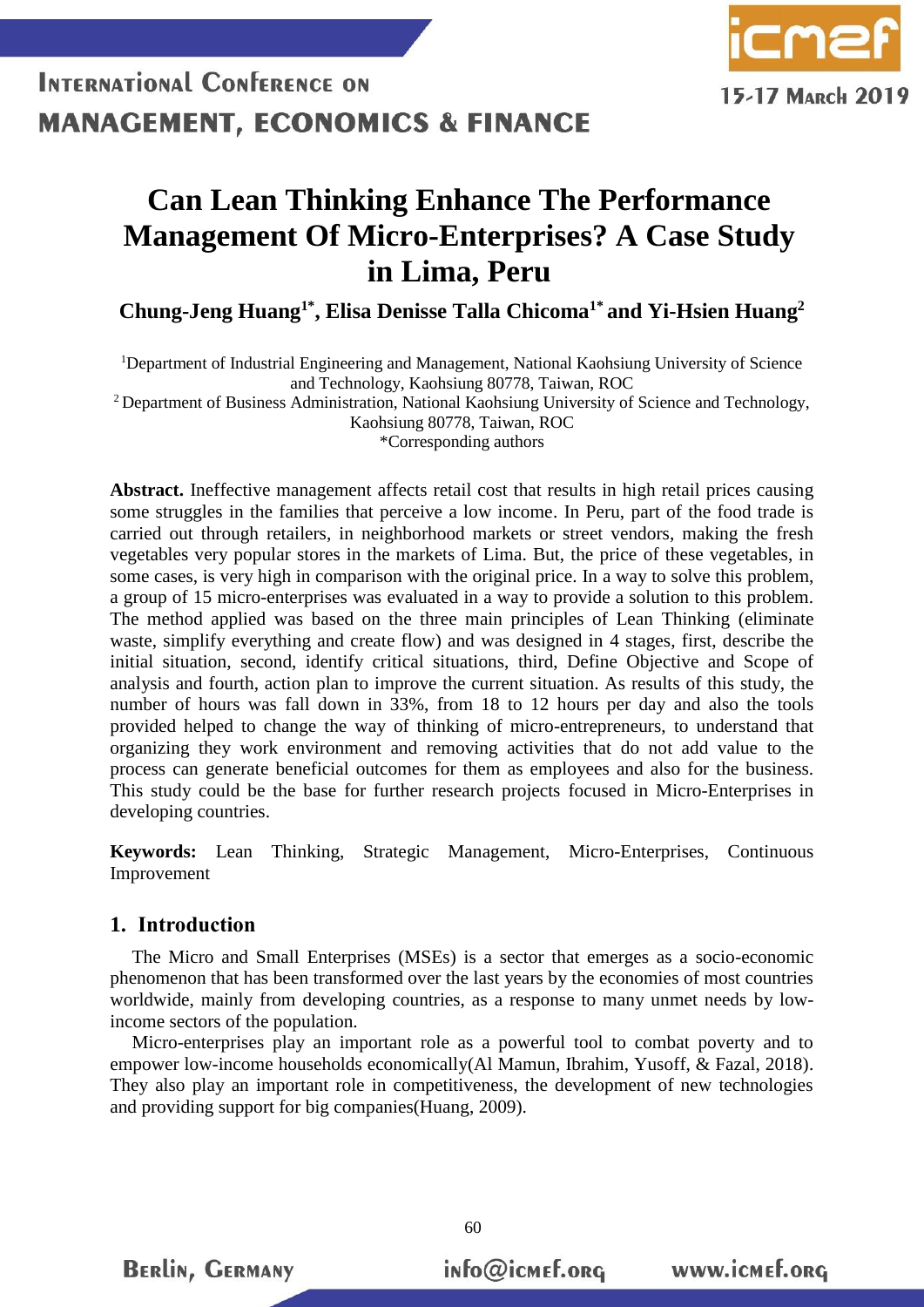# Can Lean Thinking Enhance The Performance Management Of Micro-Enterprises? A Case Study in Lima, Peru

**Chung-Jeng Huang[1*], Elisa Denisse Talla Chicoma[1*] and Yi-Hsien Huang[2]**

[1]Department of Industrial Engineering and Management, National Kaohsiung University of Science and Technology, Kaohsiung 80778, Taiwan, ROC

[2] Department of Business Administration, National Kaohsiung University of Science and Technology, Kaohsiung 80778, Taiwan, ROC

*Corresponding authors

**Abstract.** Ineffective management affects retail cost that results in high retail prices causing some struggles in the families that perceive a low income. In Peru, part of the food trade is carried out through retailers, in neighborhood markets or street vendors, making the fresh vegetables very popular stores in the markets of Lima. But, the price of these vegetables, in some cases, is very high in comparison with the original price. In a way to solve this problem, a group of 15 micro-enterprises was evaluated in a way to provide a solution to this problem. The method applied was based on the three main principles of Lean Thinking (eliminate waste, simplify everything and create flow) and was designed in 4 stages, first, describe the initial situation, second, identify critical situations, third, Define Objective and Scope of analysis and fourth, action plan to improve the current situation. As results of this study, the number of hours was fall down in 33%, from 18 to 12 hours per day and also the tools provided helped to change the way of thinking of micro-entrepreneurs, to understand that organizing they work environment and removing activities that do not add value to the process can generate beneficial outcomes for them as employees and also for the business. This study could be the base for further research projects focused in Micro-Enterprises in developing countries.

**Keywords:** Lean Thinking, Strategic Management, Micro-Enterprises, Continuous Improvement

## 1. Introduction

The Micro and Small Enterprises (MSEs) is a sector that emerges as a socio-economic phenomenon that has been transformed over the last years by the economies of most countries worldwide, mainly from developing countries, as a response to many unmet needs by low-income sectors of the population.

Micro-enterprises play an important role as a powerful tool to combat poverty and to empower low-income households economically(Al Mamun, Ibrahim, Yusoff, & Fazal, 2018). They also play an important role in competitiveness, the development of new technologies and providing support for big companies(Huang, 2009).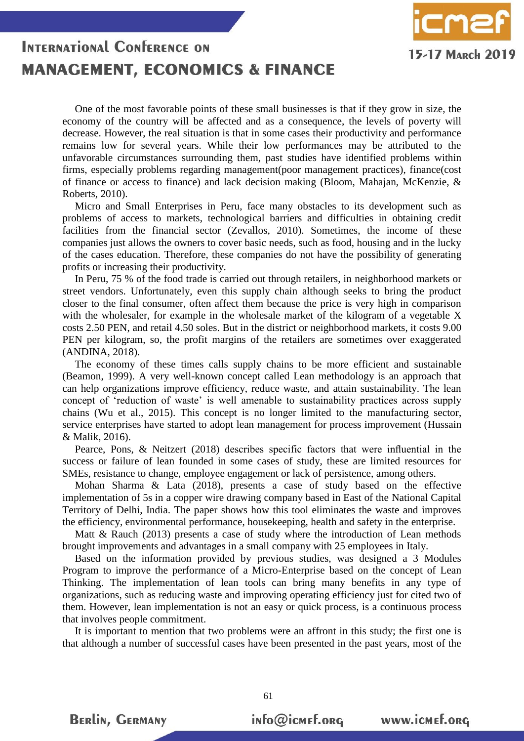One of the most favorable points of these small businesses is that if they grow in size, the economy of the country will be affected and as a consequence, the levels of poverty will decrease. However, the real situation is that in some cases their productivity and performance remains low for several years. While their low performances may be attributed to the unfavorable circumstances surrounding them, past studies have identified problems within firms, especially problems regarding management(poor management practices), finance(cost of finance or access to finance) and lack decision making (Bloom, Mahajan, McKenzie, & Roberts, 2010).

Micro and Small Enterprises in Peru, face many obstacles to its development such as problems of access to markets, technological barriers and difficulties in obtaining credit facilities from the financial sector (Zevallos, 2010). Sometimes, the income of these companies just allows the owners to cover basic needs, such as food, housing and in the lucky of the cases education. Therefore, these companies do not have the possibility of generating profits or increasing their productivity.

In Peru, 75 % of the food trade is carried out through retailers, in neighborhood markets or street vendors. Unfortunately, even this supply chain although seeks to bring the product closer to the final consumer, often affect them because the price is very high in comparison with the wholesaler, for example in the wholesale market of the kilogram of a vegetable X costs 2.50 PEN, and retail 4.50 soles. But in the district or neighborhood markets, it costs 9.00 PEN per kilogram, so, the profit margins of the retailers are sometimes over exaggerated (ANDINA, 2018).

The economy of these times calls supply chains to be more efficient and sustainable (Beamon, 1999). A very well-known concept called Lean methodology is an approach that can help organizations improve efficiency, reduce waste, and attain sustainability. The lean concept of 'reduction of waste' is well amenable to sustainability practices across supply chains (Wu et al., 2015). This concept is no longer limited to the manufacturing sector, service enterprises have started to adopt lean management for process improvement (Hussain & Malik, 2016).

Pearce, Pons, & Neitzert (2018) describes specific factors that were influential in the success or failure of lean founded in some cases of study, these are limited resources for SMEs, resistance to change, employee engagement or lack of persistence, among others.

Mohan Sharma & Lata (2018), presents a case of study based on the effective implementation of 5s in a copper wire drawing company based in East of the National Capital Territory of Delhi, India. The paper shows how this tool eliminates the waste and improves the efficiency, environmental performance, housekeeping, health and safety in the enterprise.

Matt & Rauch (2013) presents a case of study where the introduction of Lean methods brought improvements and advantages in a small company with 25 employees in Italy.

Based on the information provided by previous studies, was designed a 3 Modules Program to improve the performance of a Micro-Enterprise based on the concept of Lean Thinking. The implementation of lean tools can bring many benefits in any type of organizations, such as reducing waste and improving operating efficiency just for cited two of them. However, lean implementation is not an easy or quick process, is a continuous process that involves people commitment.

It is important to mention that two problems were an affront in this study; the first one is that although a number of successful cases have been presented in the past years, most of the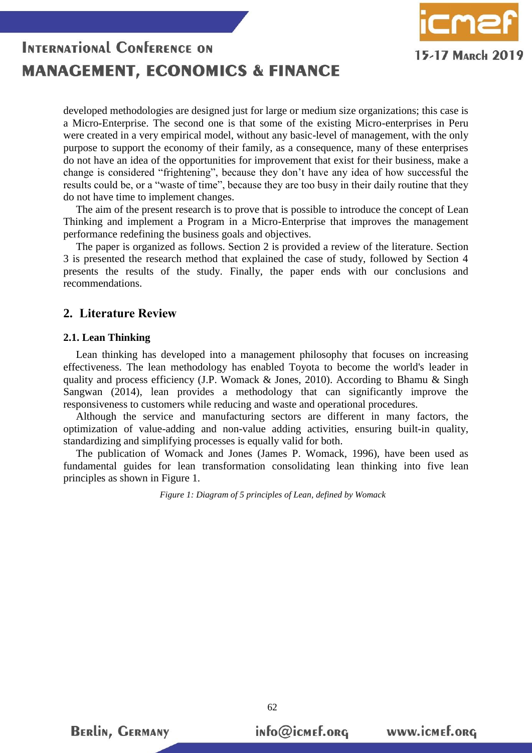developed methodologies are designed just for large or medium size organizations; this case is a Micro-Enterprise. The second one is that some of the existing Micro-enterprises in Peru were created in a very empirical model, without any basic-level of management, with the only purpose to support the economy of their family, as a consequence, many of these enterprises do not have an idea of the opportunities for improvement that exist for their business, make a change is considered "frightening", because they don't have any idea of how successful the results could be, or a "waste of time", because they are too busy in their daily routine that they do not have time to implement changes.

The aim of the present research is to prove that is possible to introduce the concept of Lean Thinking and implement a Program in a Micro-Enterprise that improves the management performance redefining the business goals and objectives.

The paper is organized as follows. Section 2 is provided a review of the literature. Section 3 is presented the research method that explained the case of study, followed by Section 4 presents the results of the study. Finally, the paper ends with our conclusions and recommendations.

## 2. Literature Review

### 2.1. Lean Thinking

Lean thinking has developed into a management philosophy that focuses on increasing effectiveness. The lean methodology has enabled Toyota to become the world's leader in quality and process efficiency (J.P. Womack & Jones, 2010). According to Bhamu & Singh Sangwan (2014), lean provides a methodology that can significantly improve the responsiveness to customers while reducing and waste and operational procedures.

Although the service and manufacturing sectors are different in many factors, the optimization of value-adding and non-value adding activities, ensuring built-in quality, standardizing and simplifying processes is equally valid for both.

The publication of Womack and Jones (James P. Womack, 1996), have been used as fundamental guides for lean transformation consolidating lean thinking into five lean principles as shown in Figure 1.

*Figure 1: Diagram of 5 principles of Lean, defined by Womack*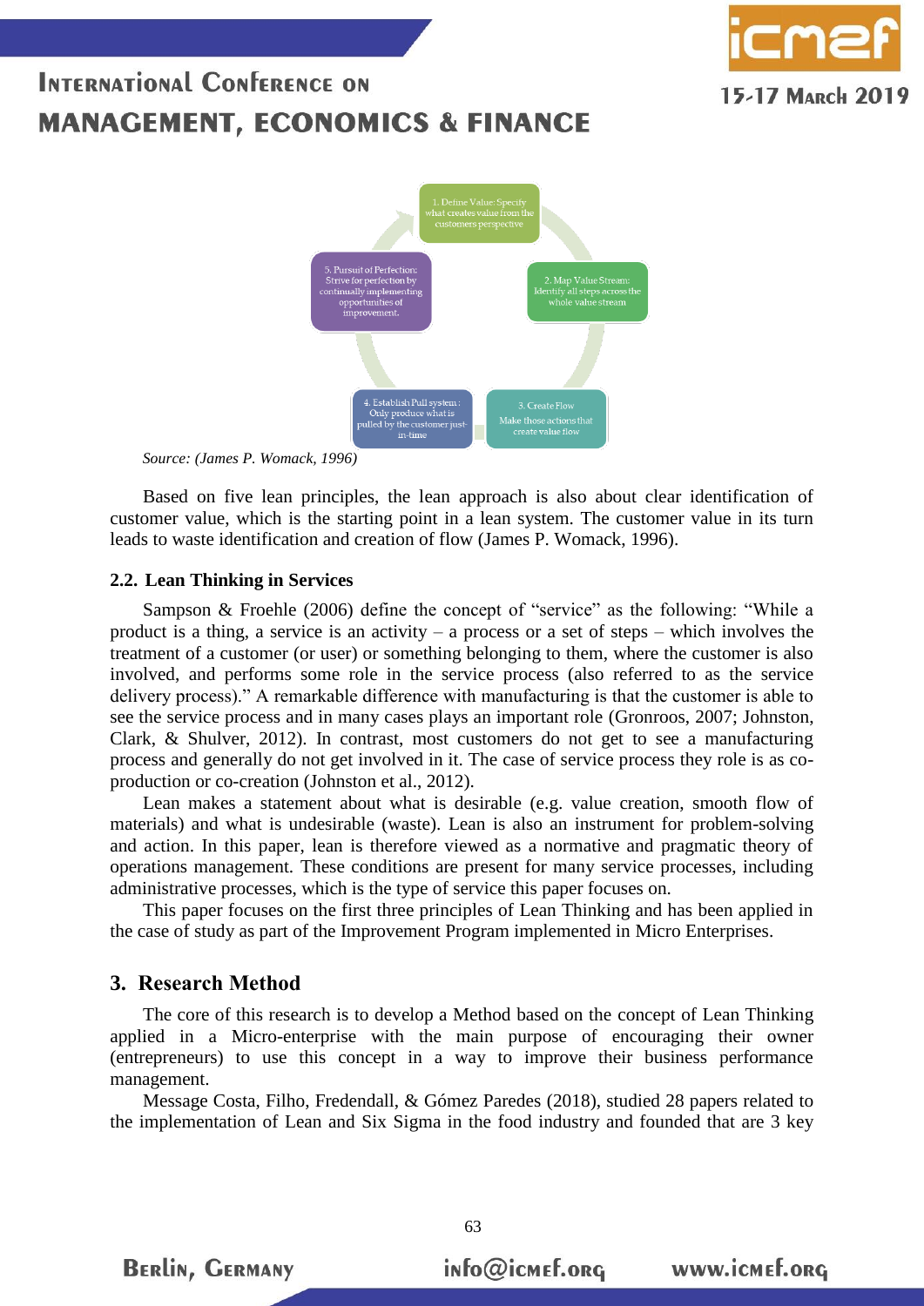1. Define Value: Specify what creates value from the customers perspective

2. Map Value Stream: Identify all steps across the whole value stream

3. Create Flow Make those actions that create value flow

4. Establish Pull system: Only produce what is pulled by the customer just-in-time

5. Pursuit of Perfection: Strive for perfection by continually implementing opportunities of improvement.

*Source: (James P. Womack, 1996)*

Based on five lean principles, the lean approach is also about clear identification of customer value, which is the starting point in a lean system. The customer value in its turn leads to waste identification and creation of flow (James P. Womack, 1996).

### 2.2. Lean Thinking in Services

Sampson & Froehle (2006) define the concept of "service" as the following: "While a product is a thing, a service is an activity – a process or a set of steps – which involves the treatment of a customer (or user) or something belonging to them, where the customer is also involved, and performs some role in the service process (also referred to as the service delivery process)." A remarkable difference with manufacturing is that the customer is able to see the service process and in many cases plays an important role (Gronroos, 2007; Johnston, Clark, & Shulver, 2012). In contrast, most customers do not get to see a manufacturing process and generally do not get involved in it. The case of service process they role is as co-production or co-creation (Johnston et al., 2012).

Lean makes a statement about what is desirable (e.g. value creation, smooth flow of materials) and what is undesirable (waste). Lean is also an instrument for problem-solving and action. In this paper, lean is therefore viewed as a normative and pragmatic theory of operations management. These conditions are present for many service processes, including administrative processes, which is the type of service this paper focuses on.

This paper focuses on the first three principles of Lean Thinking and has been applied in the case of study as part of the Improvement Program implemented in Micro Enterprises.

## 3. Research Method

The core of this research is to develop a Method based on the concept of Lean Thinking applied in a Micro-enterprise with the main purpose of encouraging their owner (entrepreneurs) to use this concept in a way to improve their business performance management.

Message Costa, Filho, Fredendall, & Gómez Paredes (2018), studied 28 papers related to the implementation of Lean and Six Sigma in the food industry and founded that are 3 key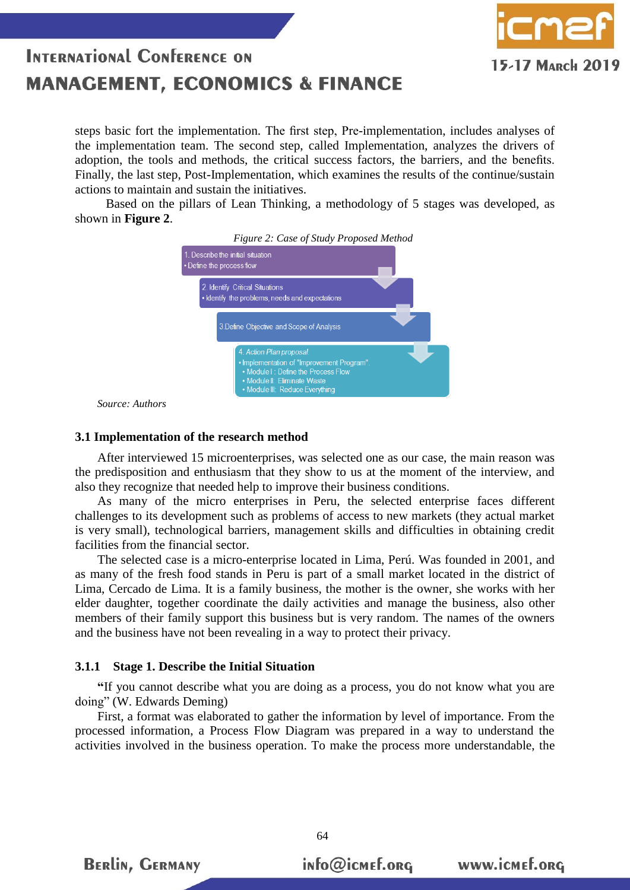steps basic fort the implementation. The first step, Pre-implementation, includes analyses of the implementation team. The second step, called Implementation, analyzes the drivers of adoption, the tools and methods, the critical success factors, the barriers, and the benefits. Finally, the last step, Post-Implementation, which examines the results of the continue/sustain actions to maintain and sustain the initiatives.

Based on the pillars of Lean Thinking, a methodology of 5 stages was developed, as shown in **Figure 2**.

*Figure 2: Case of Study Proposed Method*

1. Describe the initial situation
   - Define the process flow
2. Identify Critical Situations
   - Identify the problems, needs and expectations
3. Define Objective and Scope of Analysis
4. *Action Plan proposal*
   - Implementation of "Improvement Program".
     - Module I : Define the Process Flow
     - Module II: Eliminate Waste
     - Module III: Reduce Everything

*Source: Authors*

### 3.1 Implementation of the research method

After interviewed 15 microenterprises, was selected one as our case, the main reason was the predisposition and enthusiasm that they show to us at the moment of the interview, and also they recognize that needed help to improve their business conditions.

As many of the micro enterprises in Peru, the selected enterprise faces different challenges to its development such as problems of access to new markets (they actual market is very small), technological barriers, management skills and difficulties in obtaining credit facilities from the financial sector.

The selected case is a micro-enterprise located in Lima, Perú. Was founded in 2001, and as many of the fresh food stands in Peru is part of a small market located in the district of Lima, Cercado de Lima. It is a family business, the mother is the owner, she works with her elder daughter, together coordinate the daily activities and manage the business, also other members of their family support this business but is very random. The names of the owners and the business have not been revealing in a way to protect their privacy.

#### 3.1.1 Stage 1. Describe the Initial Situation

**"**If you cannot describe what you are doing as a process, you do not know what you are doing" (W. Edwards Deming)

First, a format was elaborated to gather the information by level of importance. From the processed information, a Process Flow Diagram was prepared in a way to understand the activities involved in the business operation. To make the process more understandable, the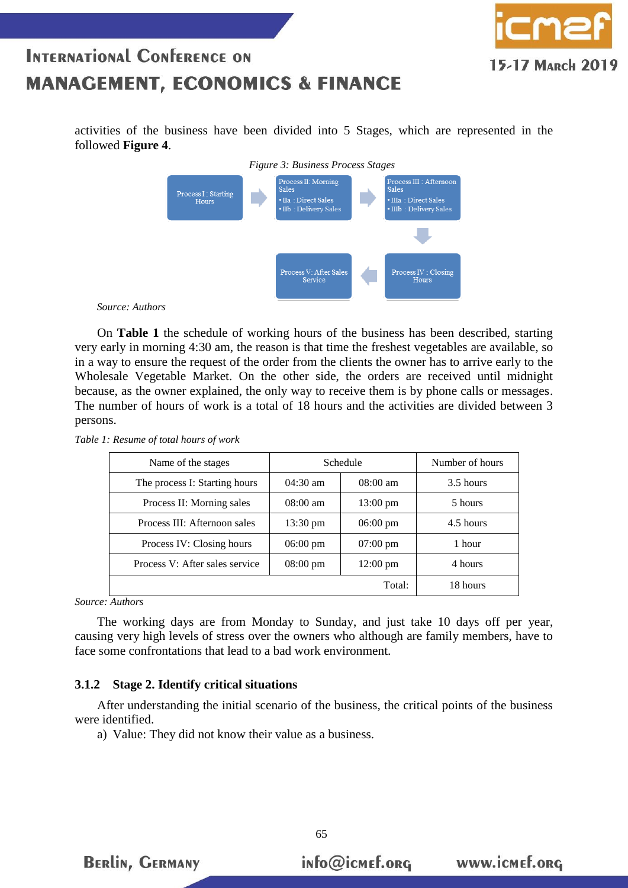activities of the business have been divided into 5 Stages, which are represented in the followed **Figure 4**.

*Figure 3: Business Process Stages*

Process I : Starting Hours → Process II: Morning Sales (• IIa : Direct Sales • IIb : Delivery Sales) → Process III : Afternoon Sales (• IIIa : Direct Sales • IIIb : Delivery Sales) → Process IV : Closing Hours → Process V: After Sales Service

*Source: Authors*

On **Table 1** the schedule of working hours of the business has been described, starting very early in morning 4:30 am, the reason is that time the freshest vegetables are available, so in a way to ensure the request of the order from the clients the owner has to arrive early to the Wholesale Vegetable Market. On the other side, the orders are received until midnight because, as the owner explained, the only way to receive them is by phone calls or messages. The number of hours of work is a total of 18 hours and the activities are divided between 3 persons.

*Table 1: Resume of total hours of work*

| Name of the stages | Schedule | | Number of hours |
|---|---|---|---|
| The process I: Starting hours | 04:30 am | 08:00 am | 3.5 hours |
| Process II: Morning sales | 08:00 am | 13:00 pm | 5 hours |
| Process III: Afternoon sales | 13:30 pm | 06:00 pm | 4.5 hours |
| Process IV: Closing hours | 06:00 pm | 07:00 pm | 1 hour |
| Process V: After sales service | 08:00 pm | 12:00 pm | 4 hours |
| | | Total: | 18 hours |

*Source: Authors*

The working days are from Monday to Sunday, and just take 10 days off per year, causing very high levels of stress over the owners who although are family members, have to face some confrontations that lead to a bad work environment.

### 3.1.2 Stage 2. Identify critical situations

After understanding the initial scenario of the business, the critical points of the business were identified.

a) Value: They did not know their value as a business.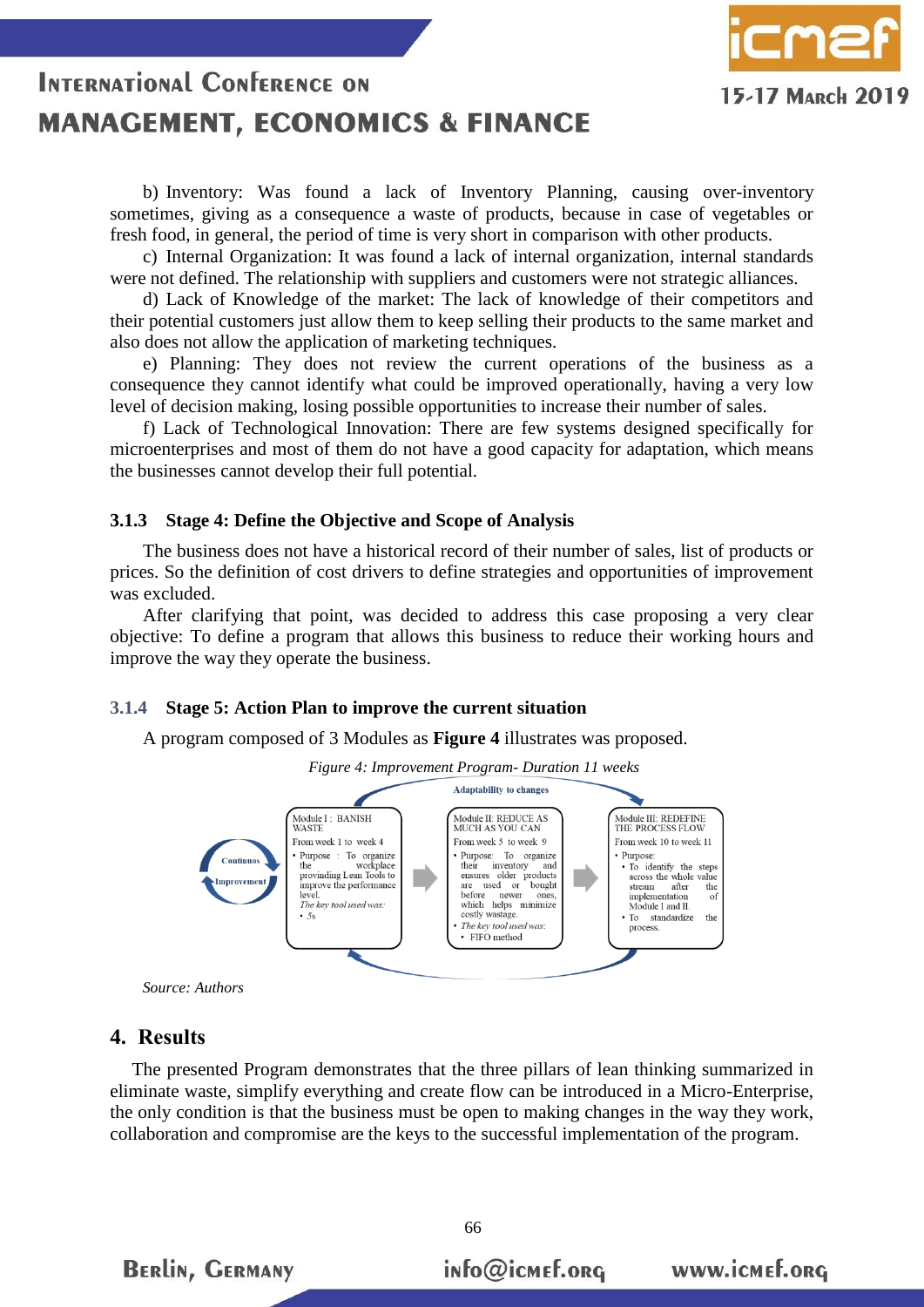b) Inventory: Was found a lack of Inventory Planning, causing over-inventory sometimes, giving as a consequence a waste of products, because in case of vegetables or fresh food, in general, the period of time is very short in comparison with other products.

c) Internal Organization: It was found a lack of internal organization, internal standards were not defined. The relationship with suppliers and customers were not strategic alliances.

d) Lack of Knowledge of the market: The lack of knowledge of their competitors and their potential customers just allow them to keep selling their products to the same market and also does not allow the application of marketing techniques.

e) Planning: They does not review the current operations of the business as a consequence they cannot identify what could be improved operationally, having a very low level of decision making, losing possible opportunities to increase their number of sales.

f) Lack of Technological Innovation: There are few systems designed specifically for microenterprises and most of them do not have a good capacity for adaptation, which means the businesses cannot develop their full potential.

### 3.1.3 Stage 4: Define the Objective and Scope of Analysis

The business does not have a historical record of their number of sales, list of products or prices. So the definition of cost drivers to define strategies and opportunities of improvement was excluded.

After clarifying that point, was decided to address this case proposing a very clear objective: To define a program that allows this business to reduce their working hours and improve the way they operate the business.

### 3.1.4 Stage 5: Action Plan to improve the current situation

A program composed of 3 Modules as **Figure 4** illustrates was proposed.

*Figure 4: Improvement Program- Duration 11 weeks*

Adaptability to changes

Continuos Improvement

**Module I: BANISH WASTE**
From week 1 to week 4
- Purpose : To organize the workplace provinding Lean Tools to improve the performance level.
  *The key tool used was:*
  - 5s

**Module II: REDUCE AS MUCH AS YOU CAN**
From week 5 to week 9
- Purpose: To organize their inventory and ensures older products are used or bought before newer ones, which helps minimize costly wastage.
- *The key tool used was:*
  - FIFO method

**Module III: REDEFINE THE PROCESS FLOW**
From week 10 to week 11
- Purpose:
  - To identify the steps across the whole value stream after the implementation of Module I and II.
  - To standardize the process.

*Source: Authors*

## 4. Results

The presented Program demonstrates that the three pillars of lean thinking summarized in eliminate waste, simplify everything and create flow can be introduced in a Micro-Enterprise, the only condition is that the business must be open to making changes in the way they work, collaboration and compromise are the keys to the successful implementation of the program.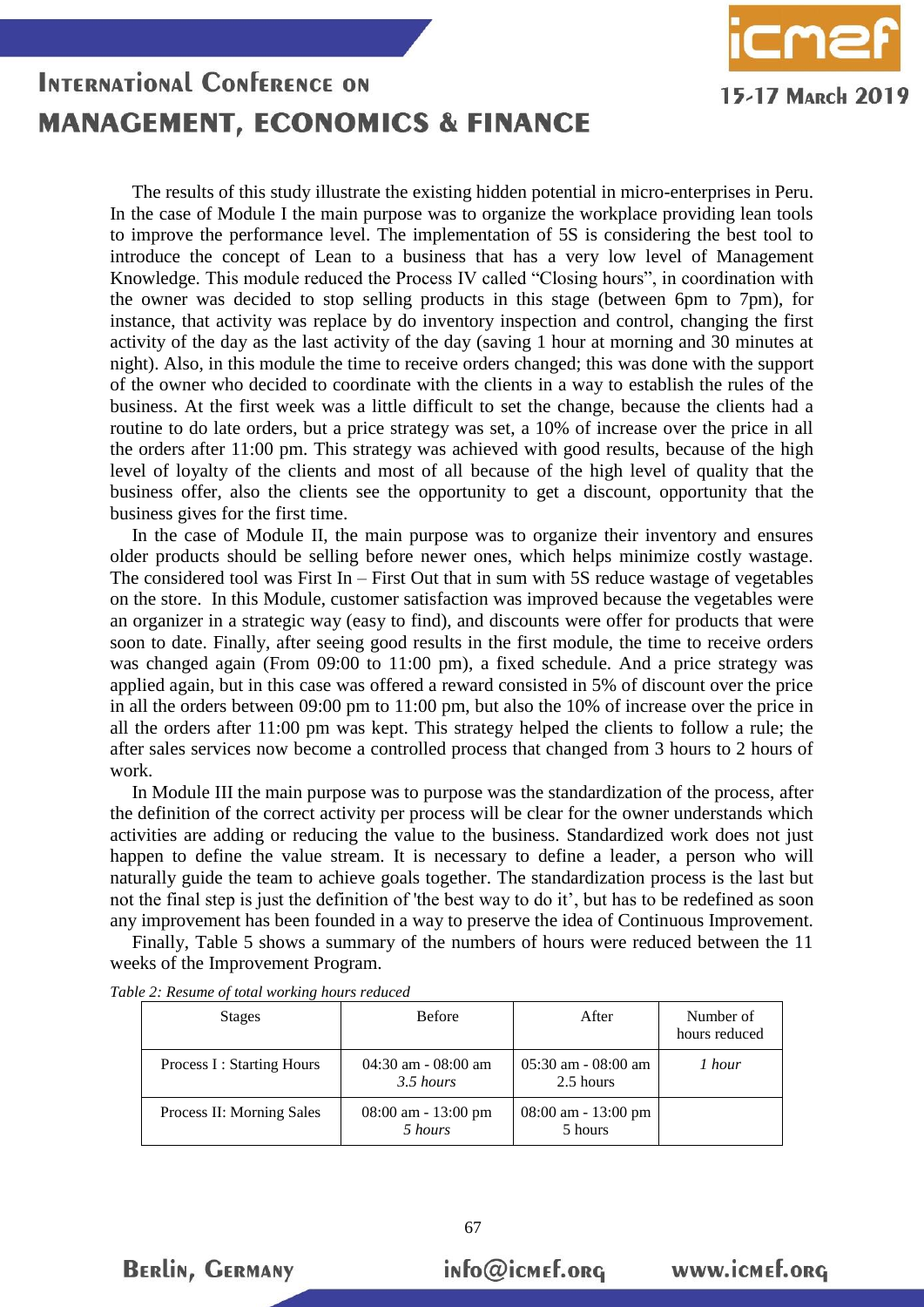The results of this study illustrate the existing hidden potential in micro-enterprises in Peru. In the case of Module I the main purpose was to organize the workplace providing lean tools to improve the performance level. The implementation of 5S is considering the best tool to introduce the concept of Lean to a business that has a very low level of Management Knowledge. This module reduced the Process IV called "Closing hours", in coordination with the owner was decided to stop selling products in this stage (between 6pm to 7pm), for instance, that activity was replace by do inventory inspection and control, changing the first activity of the day as the last activity of the day (saving 1 hour at morning and 30 minutes at night). Also, in this module the time to receive orders changed; this was done with the support of the owner who decided to coordinate with the clients in a way to establish the rules of the business. At the first week was a little difficult to set the change, because the clients had a routine to do late orders, but a price strategy was set, a 10% of increase over the price in all the orders after 11:00 pm. This strategy was achieved with good results, because of the high level of loyalty of the clients and most of all because of the high level of quality that the business offer, also the clients see the opportunity to get a discount, opportunity that the business gives for the first time.

In the case of Module II, the main purpose was to organize their inventory and ensures older products should be selling before newer ones, which helps minimize costly wastage. The considered tool was First In – First Out that in sum with 5S reduce wastage of vegetables on the store. In this Module, customer satisfaction was improved because the vegetables were an organizer in a strategic way (easy to find), and discounts were offer for products that were soon to date. Finally, after seeing good results in the first module, the time to receive orders was changed again (From 09:00 to 11:00 pm), a fixed schedule. And a price strategy was applied again, but in this case was offered a reward consisted in 5% of discount over the price in all the orders between 09:00 pm to 11:00 pm, but also the 10% of increase over the price in all the orders after 11:00 pm was kept. This strategy helped the clients to follow a rule; the after sales services now become a controlled process that changed from 3 hours to 2 hours of work.

In Module III the main purpose was to purpose was the standardization of the process, after the definition of the correct activity per process will be clear for the owner understands which activities are adding or reducing the value to the business. Standardized work does not just happen to define the value stream. It is necessary to define a leader, a person who will naturally guide the team to achieve goals together. The standardization process is the last but not the final step is just the definition of 'the best way to do it', but has to be redefined as soon any improvement has been founded in a way to preserve the idea of Continuous Improvement.

Finally, Table 5 shows a summary of the numbers of hours were reduced between the 11 weeks of the Improvement Program.

*Table 2: Resume of total working hours reduced*

| Stages | Before | After | Number of hours reduced |
|---|---|---|---|
| Process I : Starting Hours | 04:30 am - 08:00 am *3.5 hours* | 05:30 am - 08:00 am 2.5 hours | *1 hour* |
| Process II: Morning Sales | 08:00 am - 13:00 pm *5 hours* | 08:00 am - 13:00 pm 5 hours | |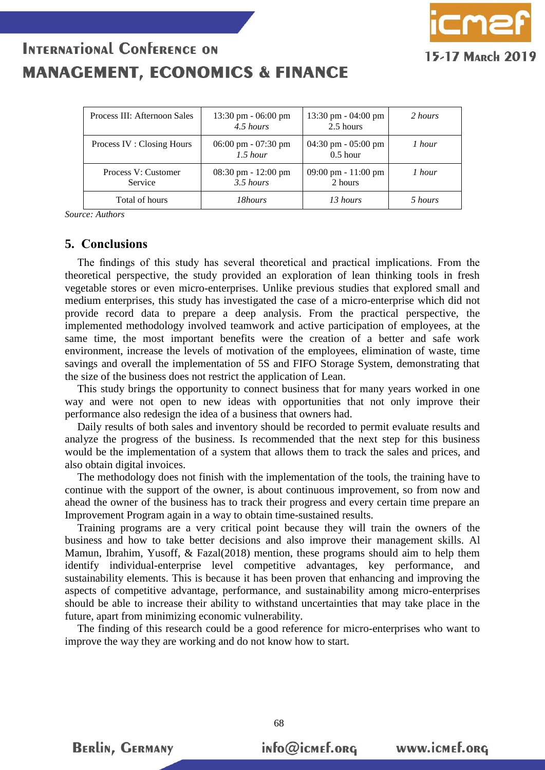| Process III: Afternoon Sales | 13:30 pm - 06:00 pm<br>*4.5 hours* | 13:30 pm - 04:00 pm<br>2.5 hours | *2 hours* |
|---|---|---|---|
| Process IV : Closing Hours | 06:00 pm - 07:30 pm<br>*1.5 hour* | 04:30 pm - 05:00 pm<br>0.5 hour | *1 hour* |
| Process V: Customer Service | 08:30 pm - 12:00 pm<br>*3.5 hours* | 09:00 pm - 11:00 pm<br>2 hours | *1 hour* |
| Total of hours | *18hours* | *13 hours* | *5 hours* |

*Source: Authors*

## 5. Conclusions

The findings of this study has several theoretical and practical implications. From the theoretical perspective, the study provided an exploration of lean thinking tools in fresh vegetable stores or even micro-enterprises. Unlike previous studies that explored small and medium enterprises, this study has investigated the case of a micro-enterprise which did not provide record data to prepare a deep analysis. From the practical perspective, the implemented methodology involved teamwork and active participation of employees, at the same time, the most important benefits were the creation of a better and safe work environment, increase the levels of motivation of the employees, elimination of waste, time savings and overall the implementation of 5S and FIFO Storage System, demonstrating that the size of the business does not restrict the application of Lean.

This study brings the opportunity to connect business that for many years worked in one way and were not open to new ideas with opportunities that not only improve their performance also redesign the idea of a business that owners had.

Daily results of both sales and inventory should be recorded to permit evaluate results and analyze the progress of the business. Is recommended that the next step for this business would be the implementation of a system that allows them to track the sales and prices, and also obtain digital invoices.

The methodology does not finish with the implementation of the tools, the training have to continue with the support of the owner, is about continuous improvement, so from now and ahead the owner of the business has to track their progress and every certain time prepare an Improvement Program again in a way to obtain time-sustained results.

Training programs are a very critical point because they will train the owners of the business and how to take better decisions and also improve their management skills. Al Mamun, Ibrahim, Yusoff, & Fazal(2018) mention, these programs should aim to help them identify individual-enterprise level competitive advantages, key performance, and sustainability elements. This is because it has been proven that enhancing and improving the aspects of competitive advantage, performance, and sustainability among micro-enterprises should be able to increase their ability to withstand uncertainties that may take place in the future, apart from minimizing economic vulnerability.

The finding of this research could be a good reference for micro-enterprises who want to improve the way they are working and do not know how to start.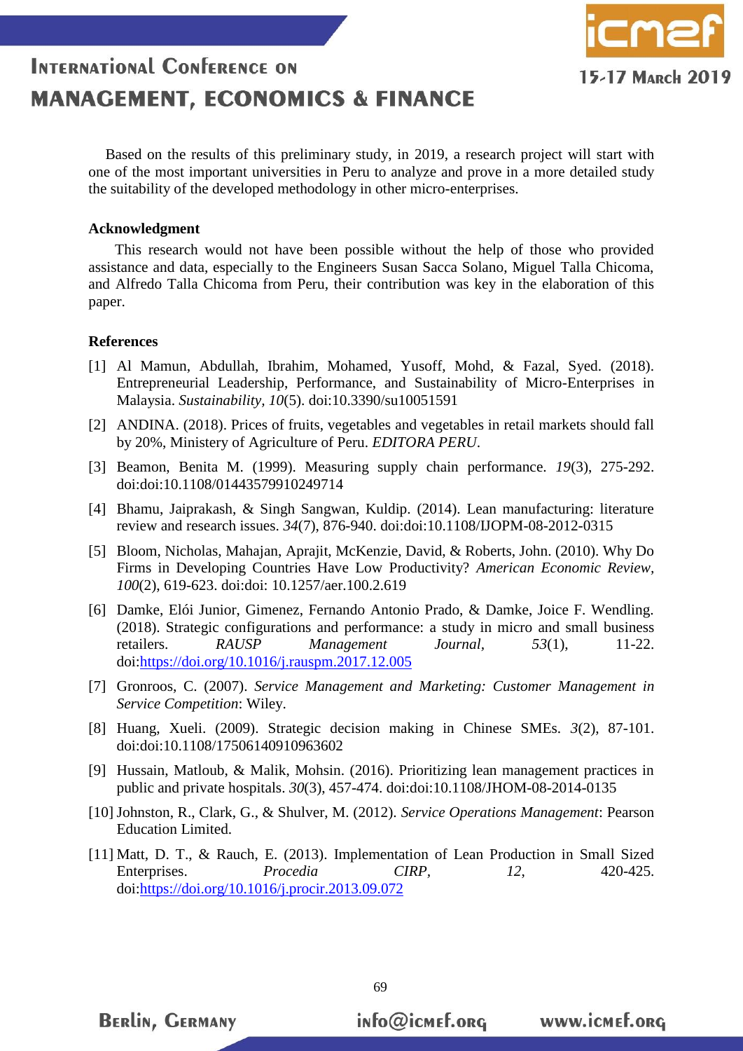Based on the results of this preliminary study, in 2019, a research project will start with one of the most important universities in Peru to analyze and prove in a more detailed study the suitability of the developed methodology in other micro-enterprises.

## Acknowledgment

This research would not have been possible without the help of those who provided assistance and data, especially to the Engineers Susan Sacca Solano, Miguel Talla Chicoma, and Alfredo Talla Chicoma from Peru, their contribution was key in the elaboration of this paper.

## References

[1] Al Mamun, Abdullah, Ibrahim, Mohamed, Yusoff, Mohd, & Fazal, Syed. (2018). Entrepreneurial Leadership, Performance, and Sustainability of Micro-Enterprises in Malaysia. *Sustainability, 10*(5). doi:10.3390/su10051591

[2] ANDINA. (2018). Prices of fruits, vegetables and vegetables in retail markets should fall by 20%, Ministery of Agriculture of Peru. *EDITORA PERU*.

[3] Beamon, Benita M. (1999). Measuring supply chain performance. *19*(3), 275-292. doi:doi:10.1108/01443579910249714

[4] Bhamu, Jaiprakash, & Singh Sangwan, Kuldip. (2014). Lean manufacturing: literature review and research issues. *34*(7), 876-940. doi:doi:10.1108/IJOPM-08-2012-0315

[5] Bloom, Nicholas, Mahajan, Aprajit, McKenzie, David, & Roberts, John. (2010). Why Do Firms in Developing Countries Have Low Productivity? *American Economic Review, 100*(2), 619-623. doi:doi: 10.1257/aer.100.2.619

[6] Damke, Elói Junior, Gimenez, Fernando Antonio Prado, & Damke, Joice F. Wendling. (2018). Strategic configurations and performance: a study in micro and small business retailers. *RAUSP Management Journal, 53*(1), 11-22. doi:https://doi.org/10.1016/j.rauspm.2017.12.005

[7] Gronroos, C. (2007). *Service Management and Marketing: Customer Management in Service Competition*: Wiley.

[8] Huang, Xueli. (2009). Strategic decision making in Chinese SMEs. *3*(2), 87-101. doi:doi:10.1108/17506140910963602

[9] Hussain, Matloub, & Malik, Mohsin. (2016). Prioritizing lean management practices in public and private hospitals. *30*(3), 457-474. doi:doi:10.1108/JHOM-08-2014-0135

[10] Johnston, R., Clark, G., & Shulver, M. (2012). *Service Operations Management*: Pearson Education Limited.

[11] Matt, D. T., & Rauch, E. (2013). Implementation of Lean Production in Small Sized Enterprises. *Procedia CIRP, 12*, 420-425. doi:https://doi.org/10.1016/j.procir.2013.09.072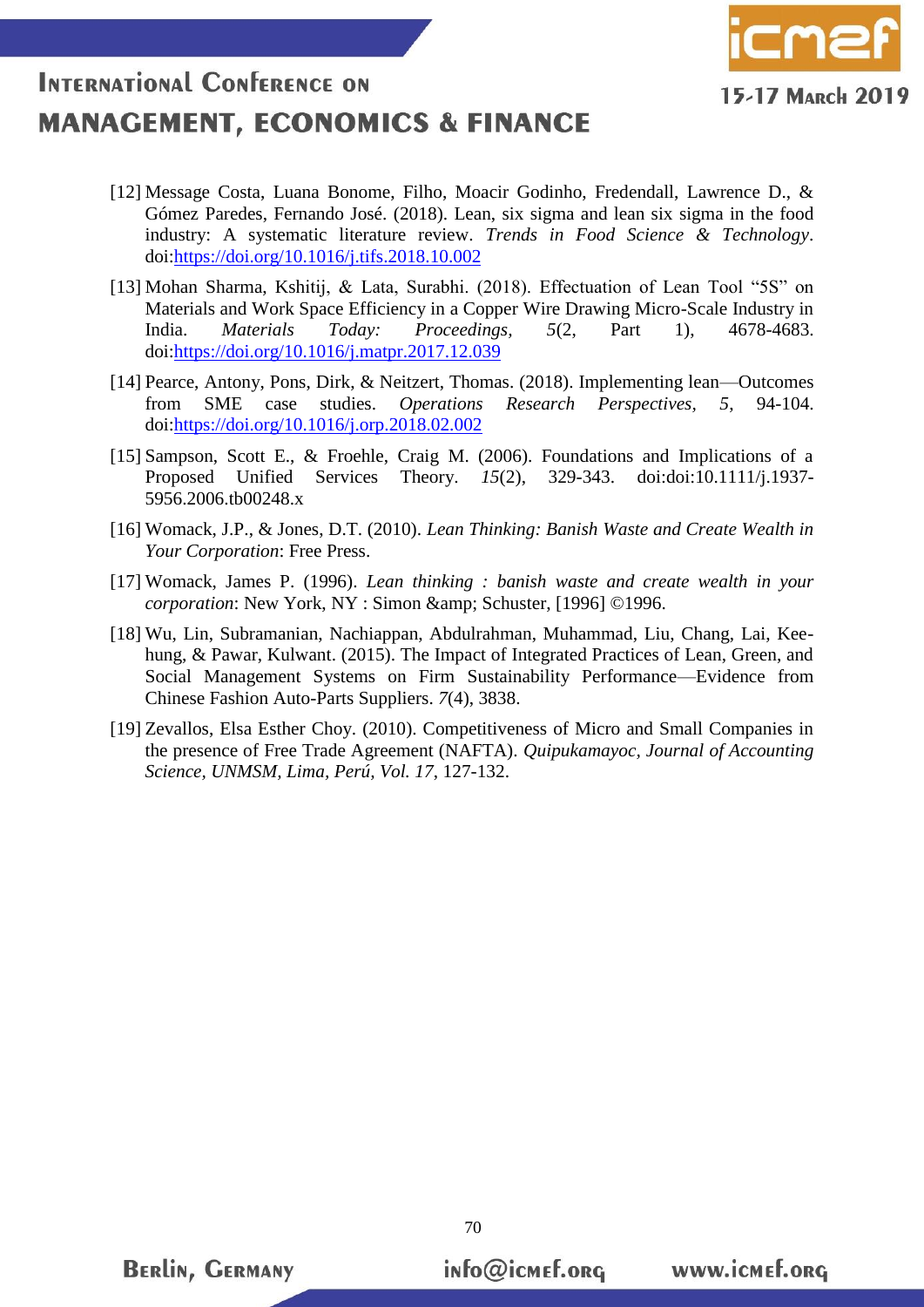[12] Message Costa, Luana Bonome, Filho, Moacir Godinho, Fredendall, Lawrence D., & Gómez Paredes, Fernando José. (2018). Lean, six sigma and lean six sigma in the food industry: A systematic literature review. *Trends in Food Science & Technology*. doi:https://doi.org/10.1016/j.tifs.2018.10.002

[13] Mohan Sharma, Kshitij, & Lata, Surabhi. (2018). Effectuation of Lean Tool "5S" on Materials and Work Space Efficiency in a Copper Wire Drawing Micro-Scale Industry in India. *Materials Today: Proceedings, 5*(2, Part 1), 4678-4683. doi:https://doi.org/10.1016/j.matpr.2017.12.039

[14] Pearce, Antony, Pons, Dirk, & Neitzert, Thomas. (2018). Implementing lean—Outcomes from SME case studies. *Operations Research Perspectives, 5*, 94-104. doi:https://doi.org/10.1016/j.orp.2018.02.002

[15] Sampson, Scott E., & Froehle, Craig M. (2006). Foundations and Implications of a Proposed Unified Services Theory. *15*(2), 329-343. doi:doi:10.1111/j.1937-5956.2006.tb00248.x

[16] Womack, J.P., & Jones, D.T. (2010). *Lean Thinking: Banish Waste and Create Wealth in Your Corporation*: Free Press.

[17] Womack, James P. (1996). *Lean thinking : banish waste and create wealth in your corporation*: New York, NY : Simon &amp; Schuster, [1996] ©1996.

[18] Wu, Lin, Subramanian, Nachiappan, Abdulrahman, Muhammad, Liu, Chang, Lai, Kee-hung, & Pawar, Kulwant. (2015). The Impact of Integrated Practices of Lean, Green, and Social Management Systems on Firm Sustainability Performance—Evidence from Chinese Fashion Auto-Parts Suppliers. *7*(4), 3838.

[19] Zevallos, Elsa Esther Choy. (2010). Competitiveness of Micro and Small Companies in the presence of Free Trade Agreement (NAFTA). *Quipukamayoc, Journal of Accounting Science, UNMSM, Lima, Perú, Vol. 17*, 127-132.